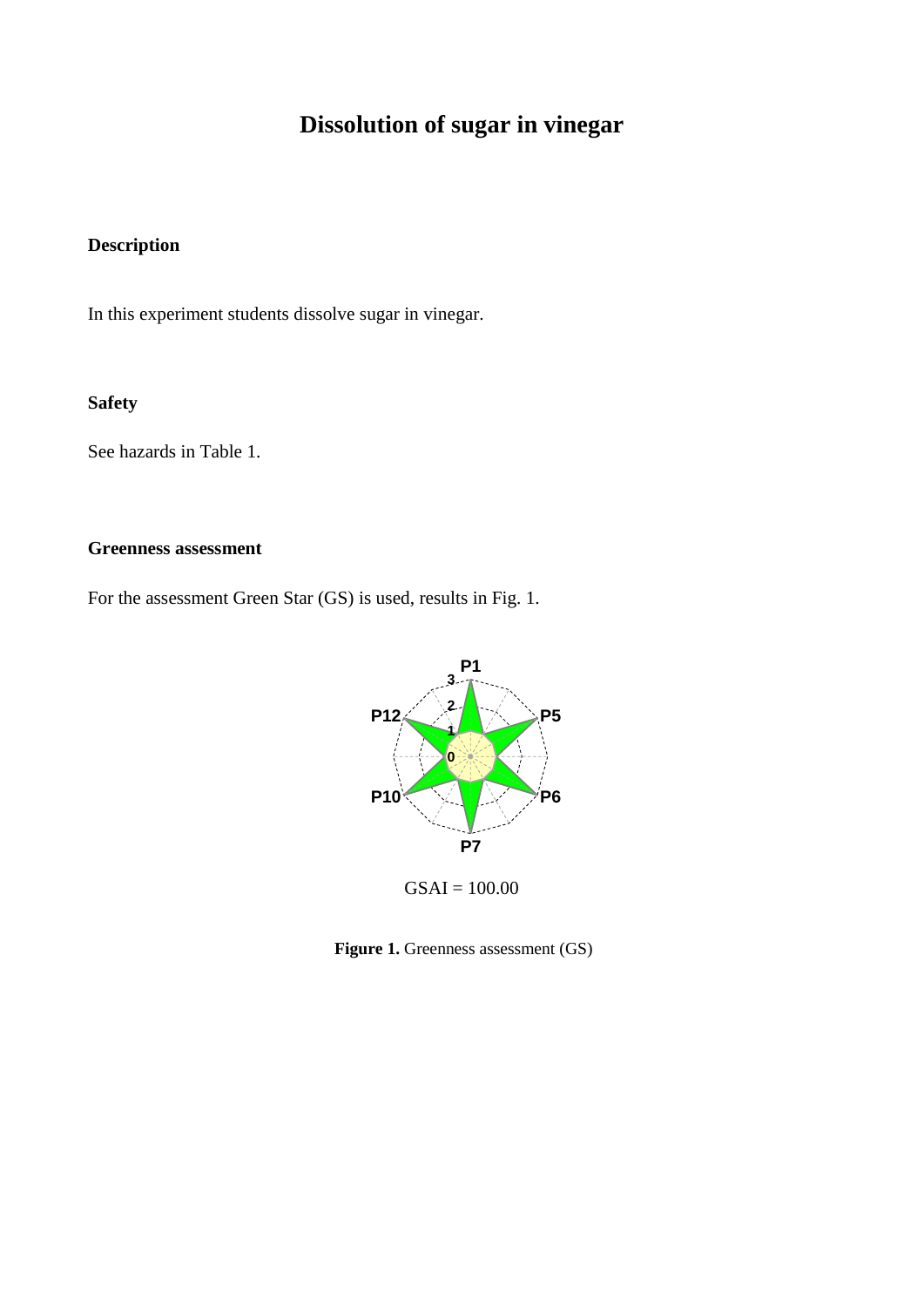# Dissolution of sugar in vinegar

### Description

In this experiment students dissolve sugar in vinegar.

### Safety

See hazards in Table 1.

### Greenness assessment

For the assessment Green Star (GS) is used, results in Fig. 1.

GSAI = 100.00

**Figure 1.** Greenness assessment (GS)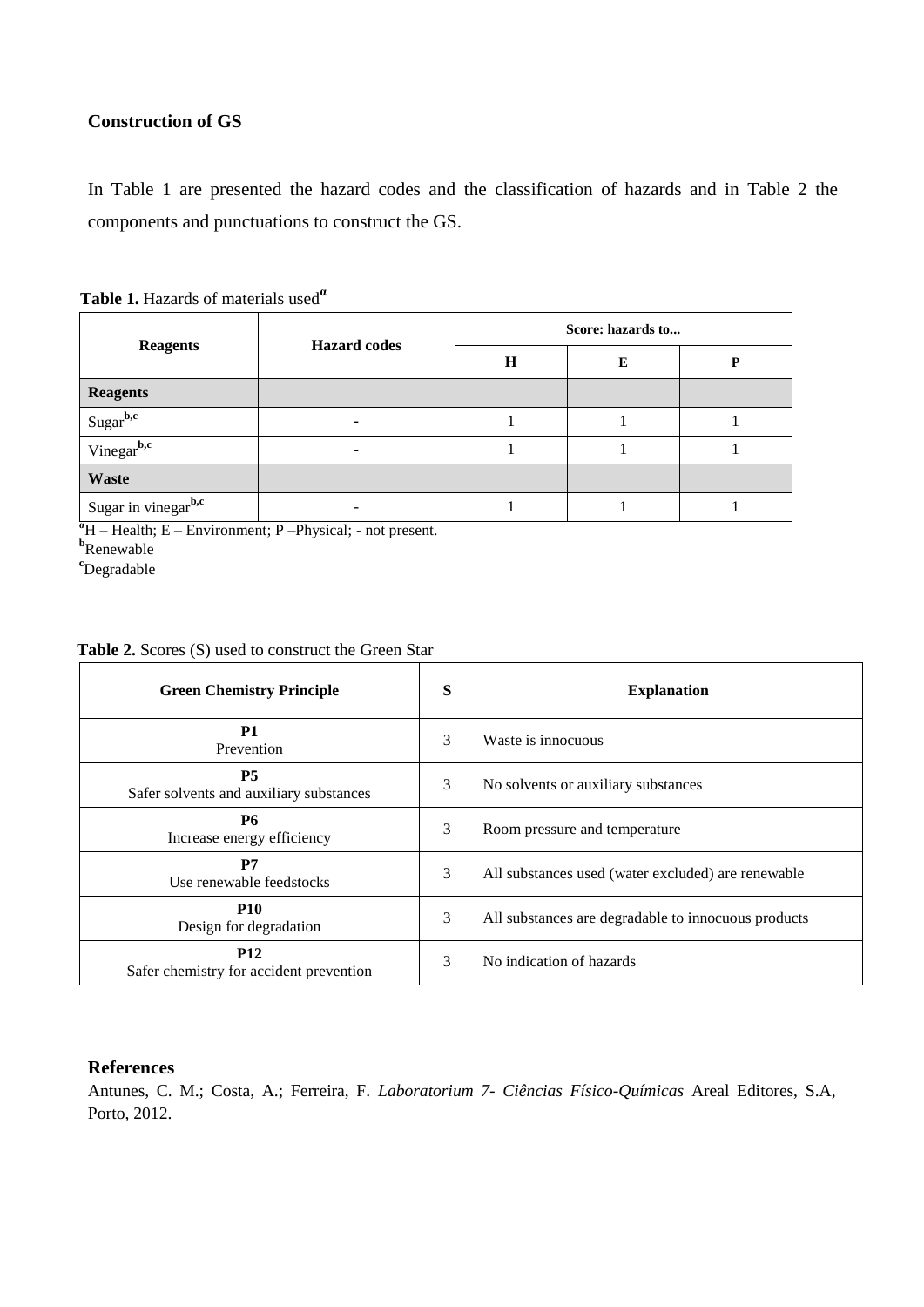**Construction of GS**

In Table 1 are presented the hazard codes and the classification of hazards and in Table 2 the components and punctuations to construct the GS.

**Table 1.** Hazards of materials used[α]

| Reagents | Hazard codes | Score: hazards to... | | |
|---|---|---|---|---|
| | | H | E | P |
| **Reagents** | | | | |
| Sugar[b,c] | - | 1 | 1 | 1 |
| Vinegar[b,c] | - | 1 | 1 | 1 |
| **Waste** | | | | |
| Sugar in vinegar[b,c] | - | 1 | 1 | 1 |

[α]H – Health; E – Environment; P –Physical; - not present.
[b]Renewable
[c]Degradable

**Table 2.** Scores (S) used to construct the Green Star

| Green Chemistry Principle | S | Explanation |
|---|---|---|
| **P1** Prevention | 3 | Waste is innocuous |
| **P5** Safer solvents and auxiliary substances | 3 | No solvents or auxiliary substances |
| **P6** Increase energy efficiency | 3 | Room pressure and temperature |
| **P7** Use renewable feedstocks | 3 | All substances used (water excluded) are renewable |
| **P10** Design for degradation | 3 | All substances are degradable to innocuous products |
| **P12** Safer chemistry for accident prevention | 3 | No indication of hazards |

## References

Antunes, C. M.; Costa, A.; Ferreira, F. *Laboratorium 7- Ciências Físico-Químicas* Areal Editores, S.A, Porto, 2012.